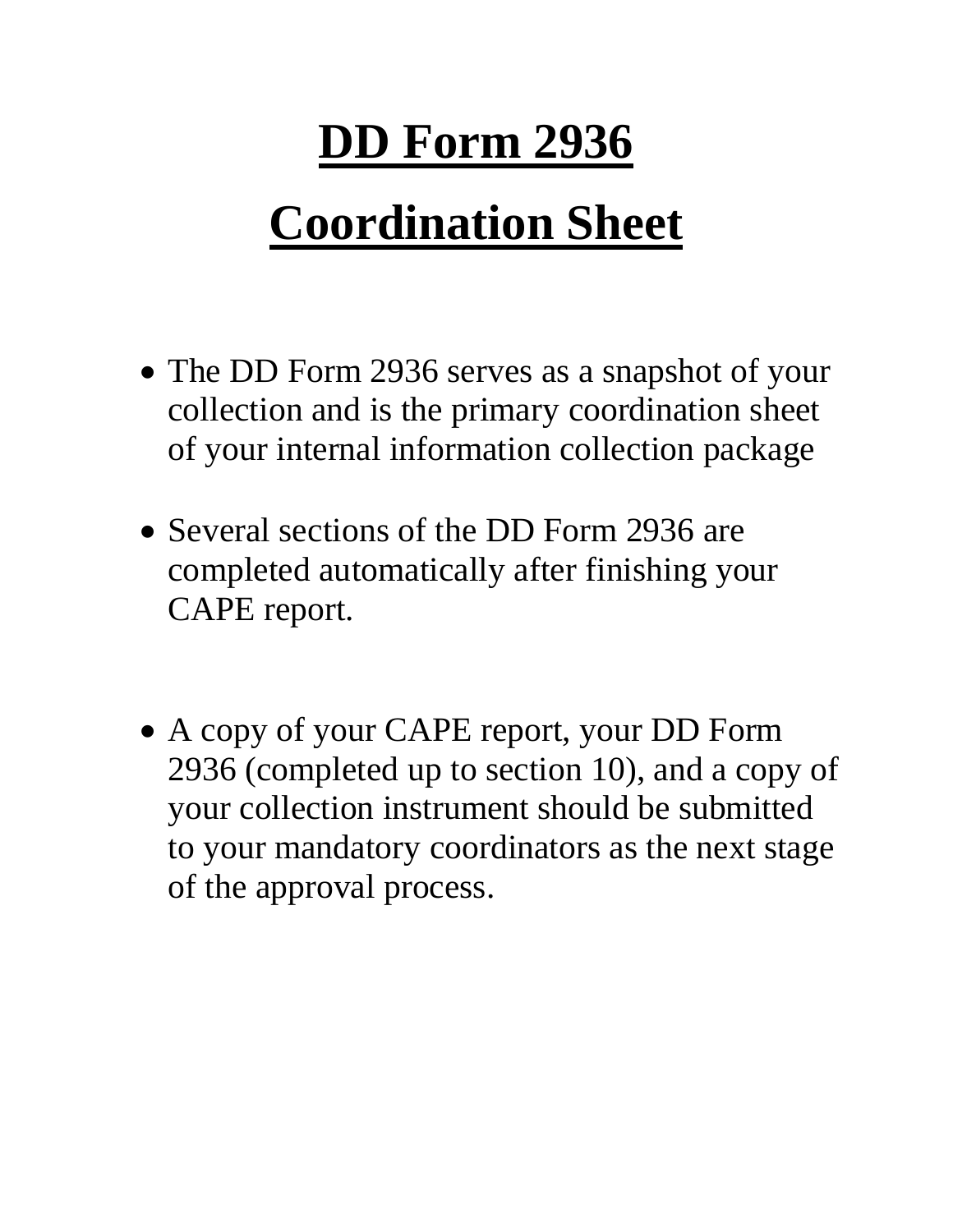# DD Form 2936

# Coordination Sheet

- The DD Form 2936 serves as a snapshot of your collection and is the primary coordination sheet of your internal information collection package

- Several sections of the DD Form 2936 are completed automatically after finishing your CAPE report.

- A copy of your CAPE report, your DD Form 2936 (completed up to section 10), and a copy of your collection instrument should be submitted to your mandatory coordinators as the next stage of the approval process.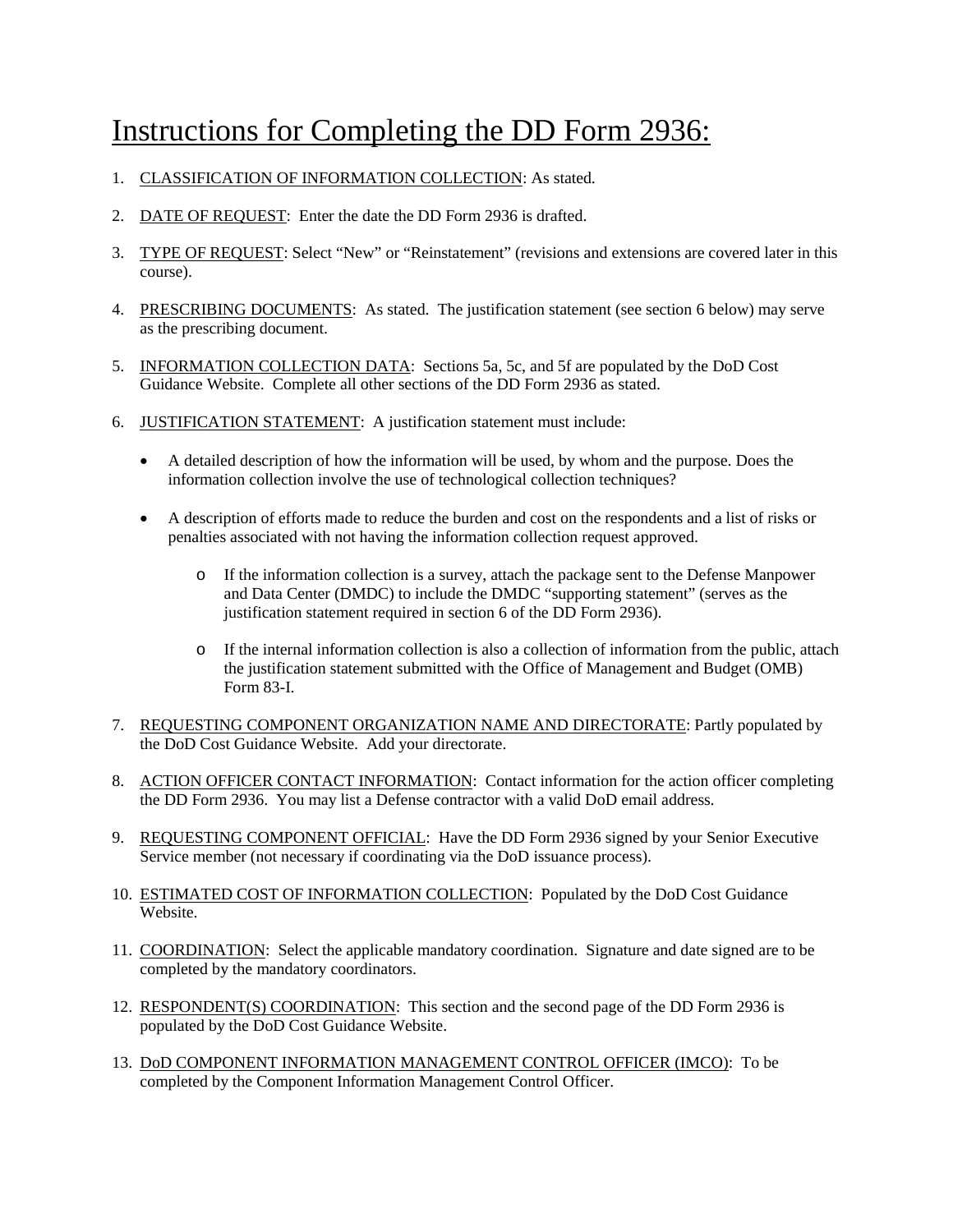# Instructions for Completing the DD Form 2936:

1. CLASSIFICATION OF INFORMATION COLLECTION: As stated.

2. DATE OF REQUEST: Enter the date the DD Form 2936 is drafted.

3. TYPE OF REQUEST: Select "New" or "Reinstatement" (revisions and extensions are covered later in this course).

4. PRESCRIBING DOCUMENTS: As stated. The justification statement (see section 6 below) may serve as the prescribing document.

5. INFORMATION COLLECTION DATA: Sections 5a, 5c, and 5f are populated by the DoD Cost Guidance Website. Complete all other sections of the DD Form 2936 as stated.

6. JUSTIFICATION STATEMENT: A justification statement must include:

   - A detailed description of how the information will be used, by whom and the purpose. Does the information collection involve the use of technological collection techniques?

   - A description of efforts made to reduce the burden and cost on the respondents and a list of risks or penalties associated with not having the information collection request approved.

     - If the information collection is a survey, attach the package sent to the Defense Manpower and Data Center (DMDC) to include the DMDC "supporting statement" (serves as the justification statement required in section 6 of the DD Form 2936).

     - If the internal information collection is also a collection of information from the public, attach the justification statement submitted with the Office of Management and Budget (OMB) Form 83-I.

7. REQUESTING COMPONENT ORGANIZATION NAME AND DIRECTORATE: Partly populated by the DoD Cost Guidance Website. Add your directorate.

8. ACTION OFFICER CONTACT INFORMATION: Contact information for the action officer completing the DD Form 2936. You may list a Defense contractor with a valid DoD email address.

9. REQUESTING COMPONENT OFFICIAL: Have the DD Form 2936 signed by your Senior Executive Service member (not necessary if coordinating via the DoD issuance process).

10. ESTIMATED COST OF INFORMATION COLLECTION: Populated by the DoD Cost Guidance Website.

11. COORDINATION: Select the applicable mandatory coordination. Signature and date signed are to be completed by the mandatory coordinators.

12. RESPONDENT(S) COORDINATION: This section and the second page of the DD Form 2936 is populated by the DoD Cost Guidance Website.

13. DoD COMPONENT INFORMATION MANAGEMENT CONTROL OFFICER (IMCO): To be completed by the Component Information Management Control Officer.